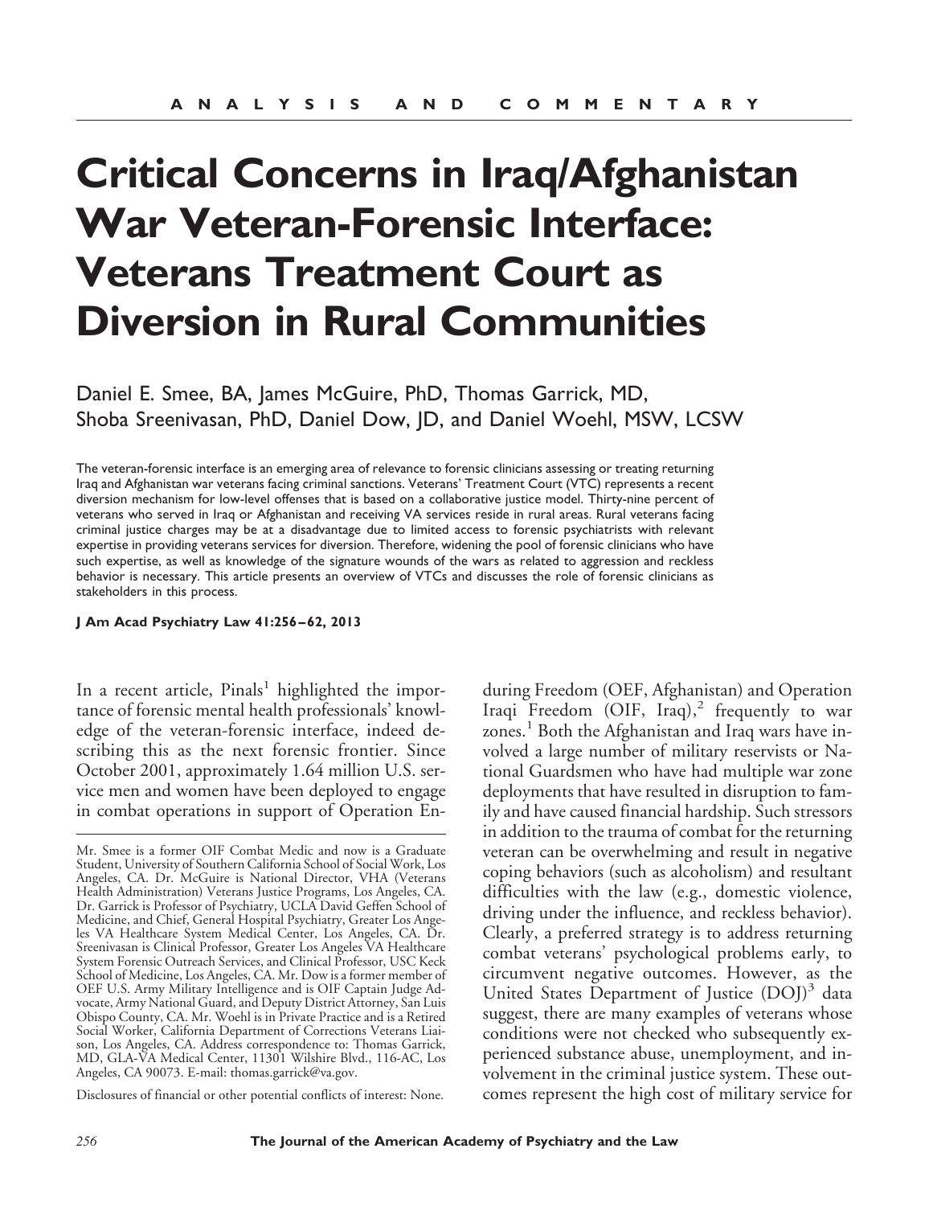ANALYSIS AND COMMENTARY

# Critical Concerns in Iraq/Afghanistan War Veteran-Forensic Interface: Veterans Treatment Court as Diversion in Rural Communities

Daniel E. Smee, BA, James McGuire, PhD, Thomas Garrick, MD, Shoba Sreenivasan, PhD, Daniel Dow, JD, and Daniel Woehl, MSW, LCSW

The veteran-forensic interface is an emerging area of relevance to forensic clinicians assessing or treating returning Iraq and Afghanistan war veterans facing criminal sanctions. Veterans' Treatment Court (VTC) represents a recent diversion mechanism for low-level offenses that is based on a collaborative justice model. Thirty-nine percent of veterans who served in Iraq or Afghanistan and receiving VA services reside in rural areas. Rural veterans facing criminal justice charges may be at a disadvantage due to limited access to forensic psychiatrists with relevant expertise in providing veterans services for diversion. Therefore, widening the pool of forensic clinicians who have such expertise, as well as knowledge of the signature wounds of the wars as related to aggression and reckless behavior is necessary. This article presents an overview of VTCs and discusses the role of forensic clinicians as stakeholders in this process.

**J Am Acad Psychiatry Law 41:256–62, 2013**

In a recent article, Pinals[1] highlighted the importance of forensic mental health professionals' knowledge of the veteran-forensic interface, indeed describing this as the next forensic frontier. Since October 2001, approximately 1.64 million U.S. service men and women have been deployed to engage in combat operations in support of Operation Enduring Freedom (OEF, Afghanistan) and Operation Iraqi Freedom (OIF, Iraq),[2] frequently to war zones.[1] Both the Afghanistan and Iraq wars have involved a large number of military reservists or National Guardsmen who have had multiple war zone deployments that have resulted in disruption to family and have caused financial hardship. Such stressors in addition to the trauma of combat for the returning veteran can be overwhelming and result in negative coping behaviors (such as alcoholism) and resultant difficulties with the law (e.g., domestic violence, driving under the influence, and reckless behavior). Clearly, a preferred strategy is to address returning combat veterans' psychological problems early, to circumvent negative outcomes. However, as the United States Department of Justice (DOJ)[3] data suggest, there are many examples of veterans whose conditions were not checked who subsequently experienced substance abuse, unemployment, and involvement in the criminal justice system. These outcomes represent the high cost of military service for

---

Mr. Smee is a former OIF Combat Medic and now is a Graduate Student, University of Southern California School of Social Work, Los Angeles, CA. Dr. McGuire is National Director, VHA (Veterans Health Administration) Veterans Justice Programs, Los Angeles, CA. Dr. Garrick is Professor of Psychiatry, UCLA David Geffen School of Medicine, and Chief, General Hospital Psychiatry, Greater Los Angeles VA Healthcare System Medical Center, Los Angeles, CA. Dr. Sreenivasan is Clinical Professor, Greater Los Angeles VA Healthcare System Forensic Outreach Services, and Clinical Professor, USC Keck School of Medicine, Los Angeles, CA. Mr. Dow is a former member of OEF U.S. Army Military Intelligence and is OIF Captain Judge Advocate, Army National Guard, and Deputy District Attorney, San Luis Obispo County, CA. Mr. Woehl is in Private Practice and is a Retired Social Worker, California Department of Corrections Veterans Liaison, Los Angeles, CA. Address correspondence to: Thomas Garrick, MD, GLA-VA Medical Center, 11301 Wilshire Blvd., 116-AC, Los Angeles, CA 90073. E-mail: thomas.garrick@va.gov.

Disclosures of financial or other potential conflicts of interest: None.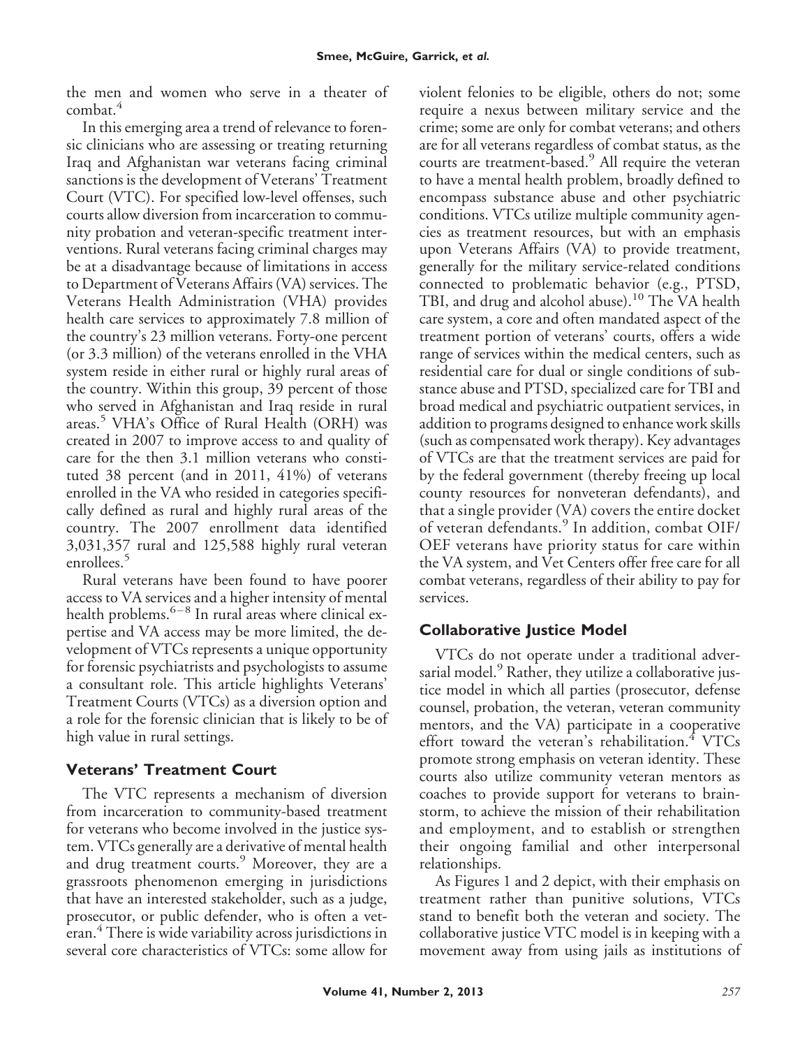the men and women who serve in a theater of combat.[4]

In this emerging area a trend of relevance to forensic clinicians who are assessing or treating returning Iraq and Afghanistan war veterans facing criminal sanctions is the development of Veterans' Treatment Court (VTC). For specified low-level offenses, such courts allow diversion from incarceration to community probation and veteran-specific treatment interventions. Rural veterans facing criminal charges may be at a disadvantage because of limitations in access to Department of Veterans Affairs (VA) services. The Veterans Health Administration (VHA) provides health care services to approximately 7.8 million of the country's 23 million veterans. Forty-one percent (or 3.3 million) of the veterans enrolled in the VHA system reside in either rural or highly rural areas of the country. Within this group, 39 percent of those who served in Afghanistan and Iraq reside in rural areas.[5] VHA's Office of Rural Health (ORH) was created in 2007 to improve access to and quality of care for the then 3.1 million veterans who constituted 38 percent (and in 2011, 41%) of veterans enrolled in the VA who resided in categories specifically defined as rural and highly rural areas of the country. The 2007 enrollment data identified 3,031,357 rural and 125,588 highly rural veteran enrollees.[5]

Rural veterans have been found to have poorer access to VA services and a higher intensity of mental health problems.[6–8] In rural areas where clinical expertise and VA access may be more limited, the development of VTCs represents a unique opportunity for forensic psychiatrists and psychologists to assume a consultant role. This article highlights Veterans' Treatment Courts (VTCs) as a diversion option and a role for the forensic clinician that is likely to be of high value in rural settings.

## Veterans' Treatment Court

The VTC represents a mechanism of diversion from incarceration to community-based treatment for veterans who become involved in the justice system. VTCs generally are a derivative of mental health and drug treatment courts.[9] Moreover, they are a grassroots phenomenon emerging in jurisdictions that have an interested stakeholder, such as a judge, prosecutor, or public defender, who is often a veteran.[4] There is wide variability across jurisdictions in several core characteristics of VTCs: some allow for violent felonies to be eligible, others do not; some require a nexus between military service and the crime; some are only for combat veterans; and others are for all veterans regardless of combat status, as the courts are treatment-based.[9] All require the veteran to have a mental health problem, broadly defined to encompass substance abuse and other psychiatric conditions. VTCs utilize multiple community agencies as treatment resources, but with an emphasis upon Veterans Affairs (VA) to provide treatment, generally for the military service-related conditions connected to problematic behavior (e.g., PTSD, TBI, and drug and alcohol abuse).[10] The VA health care system, a core and often mandated aspect of the treatment portion of veterans' courts, offers a wide range of services within the medical centers, such as residential care for dual or single conditions of substance abuse and PTSD, specialized care for TBI and broad medical and psychiatric outpatient services, in addition to programs designed to enhance work skills (such as compensated work therapy). Key advantages of VTCs are that the treatment services are paid for by the federal government (thereby freeing up local county resources for nonveteran defendants), and that a single provider (VA) covers the entire docket of veteran defendants.[9] In addition, combat OIF/OEF veterans have priority status for care within the VA system, and Vet Centers offer free care for all combat veterans, regardless of their ability to pay for services.

## Collaborative Justice Model

VTCs do not operate under a traditional adversarial model.[9] Rather, they utilize a collaborative justice model in which all parties (prosecutor, defense counsel, probation, the veteran, veteran community mentors, and the VA) participate in a cooperative effort toward the veteran's rehabilitation.[4] VTCs promote strong emphasis on veteran identity. These courts also utilize community veteran mentors as coaches to provide support for veterans to brainstorm, to achieve the mission of their rehabilitation and employment, and to establish or strengthen their ongoing familial and other interpersonal relationships.

As Figures 1 and 2 depict, with their emphasis on treatment rather than punitive solutions, VTCs stand to benefit both the veteran and society. The collaborative justice VTC model is in keeping with a movement away from using jails as institutions of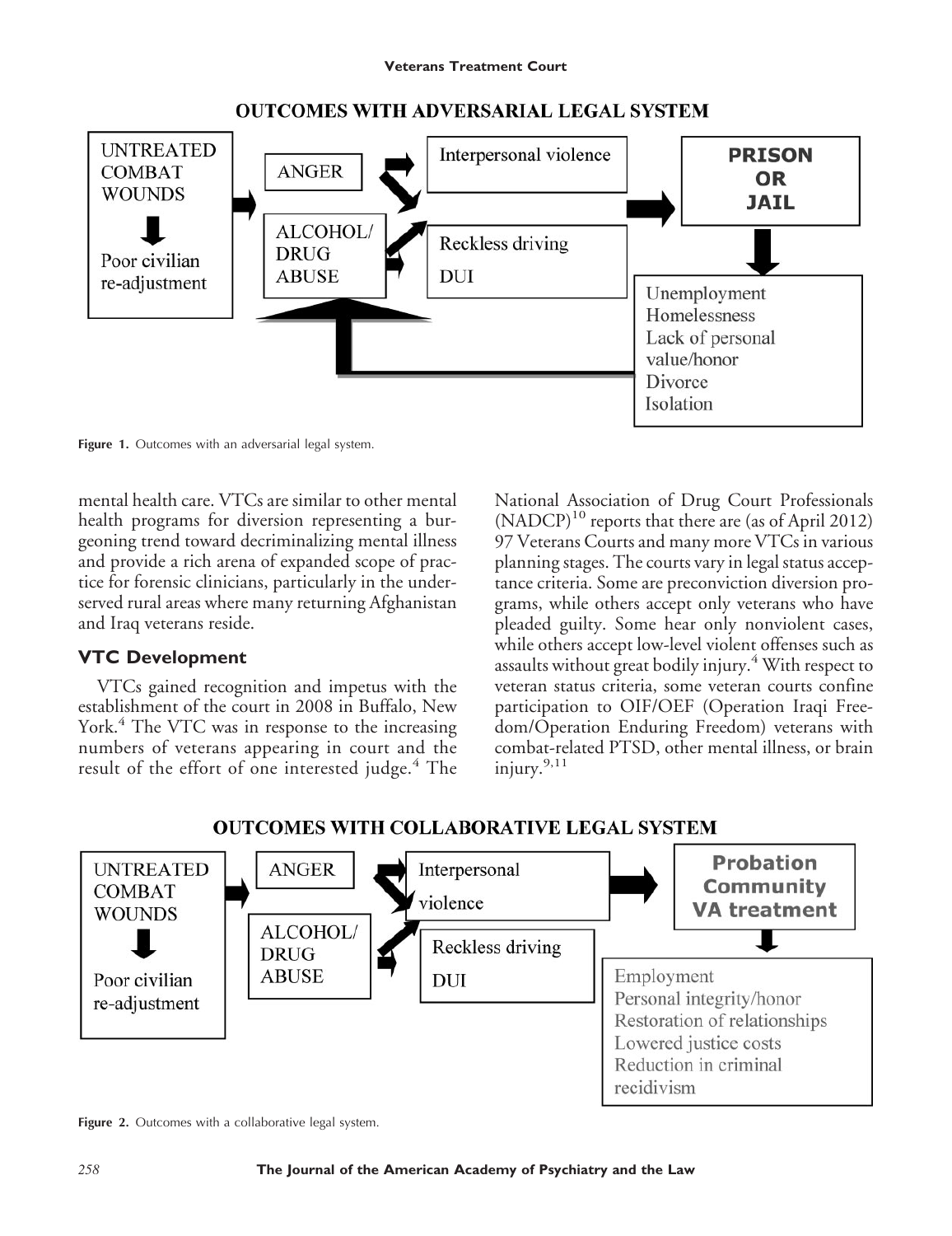**OUTCOMES WITH ADVERSARIAL LEGAL SYSTEM**

UNTREATED COMBAT WOUNDS → Poor civilian re-adjustment → ANGER / ALCOHOL/DRUG ABUSE → Interpersonal violence / Reckless driving DUI → PRISON OR JAIL → Unemployment, Homelessness, Lack of personal value/honor, Divorce, Isolation → (back to ALCOHOL/DRUG ABUSE)

**Figure 1.** Outcomes with an adversarial legal system.

mental health care. VTCs are similar to other mental health programs for diversion representing a burgeoning trend toward decriminalizing mental illness and provide a rich arena of expanded scope of practice for forensic clinicians, particularly in the underserved rural areas where many returning Afghanistan and Iraq veterans reside.

## VTC Development

VTCs gained recognition and impetus with the establishment of the court in 2008 in Buffalo, New York.[4] The VTC was in response to the increasing numbers of veterans appearing in court and the result of the effort of one interested judge.[4] The National Association of Drug Court Professionals (NADCP)[10] reports that there are (as of April 2012) 97 Veterans Courts and many more VTCs in various planning stages. The courts vary in legal status acceptance criteria. Some are preconviction diversion programs, while others accept only veterans who have pleaded guilty. Some hear only nonviolent cases, while others accept low-level violent offenses such as assaults without great bodily injury.[4] With respect to veteran status criteria, some veteran courts confine participation to OIF/OEF (Operation Iraqi Freedom/Operation Enduring Freedom) veterans with combat-related PTSD, other mental illness, or brain injury.[9,11]

**OUTCOMES WITH COLLABORATIVE LEGAL SYSTEM**

UNTREATED COMBAT WOUNDS → Poor civilian re-adjustment → ANGER / ALCOHOL/DRUG ABUSE → Interpersonal violence / Reckless driving DUI → Probation Community VA treatment → Employment, Personal integrity/honor, Restoration of relationships, Lowered justice costs, Reduction in criminal recidivism

**Figure 2.** Outcomes with a collaborative legal system.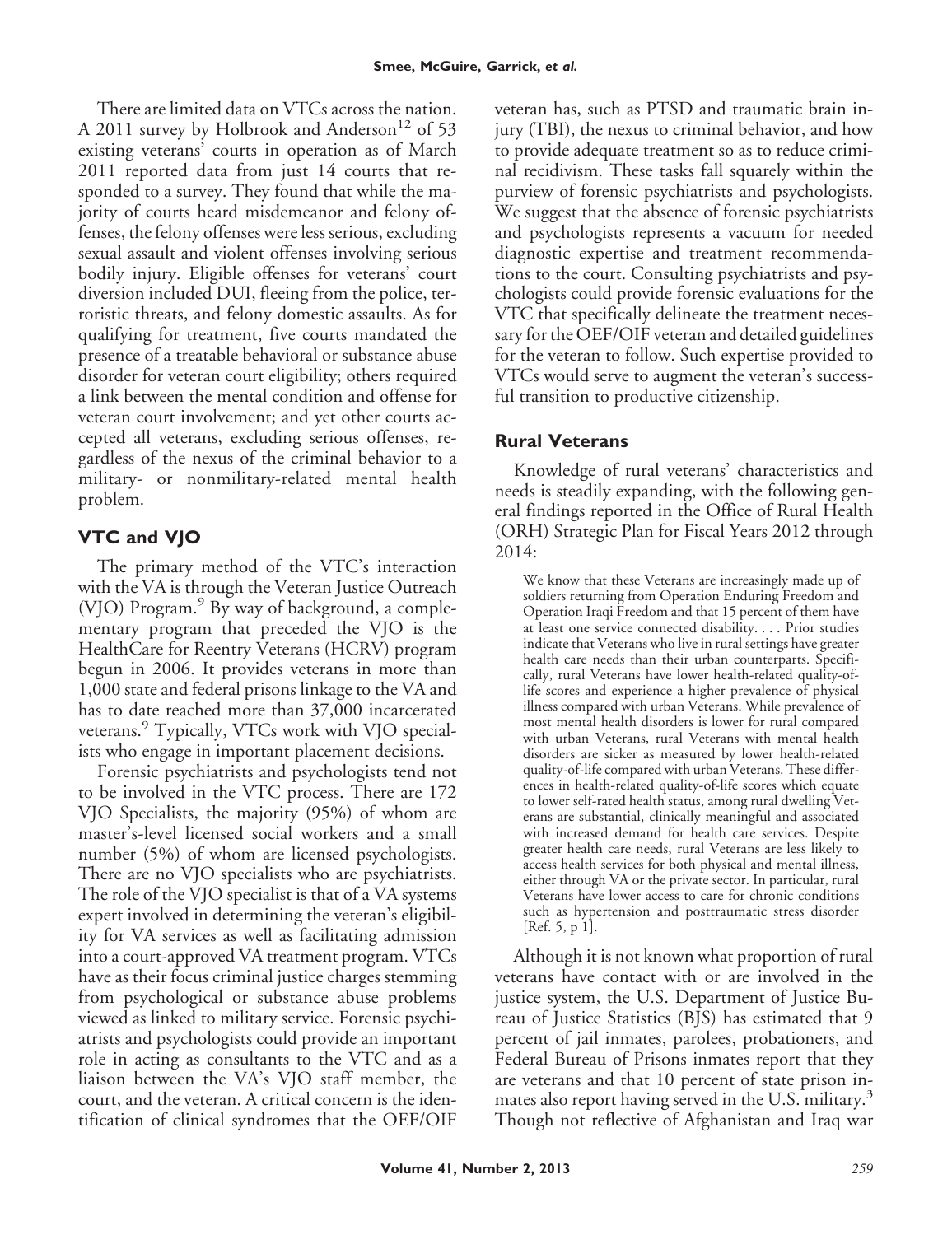There are limited data on VTCs across the nation. A 2011 survey by Holbrook and Anderson[12] of 53 existing veterans' courts in operation as of March 2011 reported data from just 14 courts that responded to a survey. They found that while the majority of courts heard misdemeanor and felony offenses, the felony offenses were less serious, excluding sexual assault and violent offenses involving serious bodily injury. Eligible offenses for veterans' court diversion included DUI, fleeing from the police, terroristic threats, and felony domestic assaults. As for qualifying for treatment, five courts mandated the presence of a treatable behavioral or substance abuse disorder for veteran court eligibility; others required a link between the mental condition and offense for veteran court involvement; and yet other courts accepted all veterans, excluding serious offenses, regardless of the nexus of the criminal behavior to a military- or nonmilitary-related mental health problem.

## VTC and VJO

The primary method of the VTC's interaction with the VA is through the Veteran Justice Outreach (VJO) Program.[9] By way of background, a complementary program that preceded the VJO is the HealthCare for Reentry Veterans (HCRV) program begun in 2006. It provides veterans in more than 1,000 state and federal prisons linkage to the VA and has to date reached more than 37,000 incarcerated veterans.[9] Typically, VTCs work with VJO specialists who engage in important placement decisions.

Forensic psychiatrists and psychologists tend not to be involved in the VTC process. There are 172 VJO Specialists, the majority (95%) of whom are master's-level licensed social workers and a small number (5%) of whom are licensed psychologists. There are no VJO specialists who are psychiatrists. The role of the VJO specialist is that of a VA systems expert involved in determining the veteran's eligibility for VA services as well as facilitating admission into a court-approved VA treatment program. VTCs have as their focus criminal justice charges stemming from psychological or substance abuse problems viewed as linked to military service. Forensic psychiatrists and psychologists could provide an important role in acting as consultants to the VTC and as a liaison between the VA's VJO staff member, the court, and the veteran. A critical concern is the identification of clinical syndromes that the OEF/OIF veteran has, such as PTSD and traumatic brain injury (TBI), the nexus to criminal behavior, and how to provide adequate treatment so as to reduce criminal recidivism. These tasks fall squarely within the purview of forensic psychiatrists and psychologists. We suggest that the absence of forensic psychiatrists and psychologists represents a vacuum for needed diagnostic expertise and treatment recommendations to the court. Consulting psychiatrists and psychologists could provide forensic evaluations for the VTC that specifically delineate the treatment necessary for the OEF/OIF veteran and detailed guidelines for the veteran to follow. Such expertise provided to VTCs would serve to augment the veteran's successful transition to productive citizenship.

## Rural Veterans

Knowledge of rural veterans' characteristics and needs is steadily expanding, with the following general findings reported in the Office of Rural Health (ORH) Strategic Plan for Fiscal Years 2012 through 2014:

> We know that these Veterans are increasingly made up of soldiers returning from Operation Enduring Freedom and Operation Iraqi Freedom and that 15 percent of them have at least one service connected disability. . . . Prior studies indicate that Veterans who live in rural settings have greater health care needs than their urban counterparts. Specifically, rural Veterans have lower health-related quality-of-life scores and experience a higher prevalence of physical illness compared with urban Veterans. While prevalence of most mental health disorders is lower for rural compared with urban Veterans, rural Veterans with mental health disorders are sicker as measured by lower health-related quality-of-life compared with urban Veterans. These differences in health-related quality-of-life scores which equate to lower self-rated health status, among rural dwelling Veterans are substantial, clinically meaningful and associated with increased demand for health care services. Despite greater health care needs, rural Veterans are less likely to access health services for both physical and mental illness, either through VA or the private sector. In particular, rural Veterans have lower access to care for chronic conditions such as hypertension and posttraumatic stress disorder [Ref. 5, p 1].

Although it is not known what proportion of rural veterans have contact with or are involved in the justice system, the U.S. Department of Justice Bureau of Justice Statistics (BJS) has estimated that 9 percent of jail inmates, parolees, probationers, and Federal Bureau of Prisons inmates report that they are veterans and that 10 percent of state prison inmates also report having served in the U.S. military.[3] Though not reflective of Afghanistan and Iraq war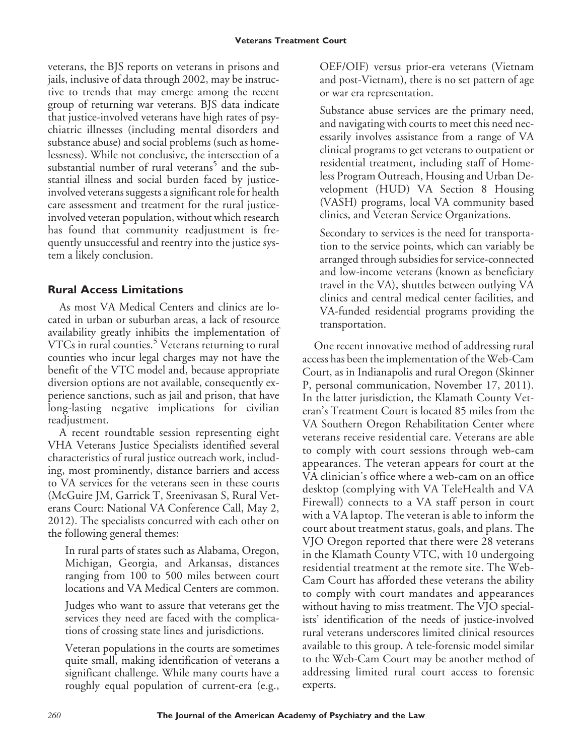veterans, the BJS reports on veterans in prisons and jails, inclusive of data through 2002, may be instructive to trends that may emerge among the recent group of returning war veterans. BJS data indicate that justice-involved veterans have high rates of psychiatric illnesses (including mental disorders and substance abuse) and social problems (such as homelessness). While not conclusive, the intersection of a substantial number of rural veterans[5] and the substantial illness and social burden faced by justice-involved veterans suggests a significant role for health care assessment and treatment for the rural justice-involved veteran population, without which research has found that community readjustment is frequently unsuccessful and reentry into the justice system a likely conclusion.

## Rural Access Limitations

As most VA Medical Centers and clinics are located in urban or suburban areas, a lack of resource availability greatly inhibits the implementation of VTCs in rural counties.[5] Veterans returning to rural counties who incur legal charges may not have the benefit of the VTC model and, because appropriate diversion options are not available, consequently experience sanctions, such as jail and prison, that have long-lasting negative implications for civilian readjustment.

A recent roundtable session representing eight VHA Veterans Justice Specialists identified several characteristics of rural justice outreach work, including, most prominently, distance barriers and access to VA services for the veterans seen in these courts (McGuire JM, Garrick T, Sreenivasan S, Rural Veterans Court: National VA Conference Call, May 2, 2012). The specialists concurred with each other on the following general themes:

> In rural parts of states such as Alabama, Oregon, Michigan, Georgia, and Arkansas, distances ranging from 100 to 500 miles between court locations and VA Medical Centers are common.
>
> Judges who want to assure that veterans get the services they need are faced with the complications of crossing state lines and jurisdictions.
>
> Veteran populations in the courts are sometimes quite small, making identification of veterans a significant challenge. While many courts have a roughly equal population of current-era (e.g., OEF/OIF) versus prior-era veterans (Vietnam and post-Vietnam), there is no set pattern of age or war era representation.
>
> Substance abuse services are the primary need, and navigating with courts to meet this need necessarily involves assistance from a range of VA clinical programs to get veterans to outpatient or residential treatment, including staff of Homeless Program Outreach, Housing and Urban Development (HUD) VA Section 8 Housing (VASH) programs, local VA community based clinics, and Veteran Service Organizations.
>
> Secondary to services is the need for transportation to the service points, which can variably be arranged through subsidies for service-connected and low-income veterans (known as beneficiary travel in the VA), shuttles between outlying VA clinics and central medical center facilities, and VA-funded residential programs providing the transportation.

One recent innovative method of addressing rural access has been the implementation of the Web-Cam Court, as in Indianapolis and rural Oregon (Skinner P, personal communication, November 17, 2011). In the latter jurisdiction, the Klamath County Veteran's Treatment Court is located 85 miles from the VA Southern Oregon Rehabilitation Center where veterans receive residential care. Veterans are able to comply with court sessions through web-cam appearances. The veteran appears for court at the VA clinician's office where a web-cam on an office desktop (complying with VA TeleHealth and VA Firewall) connects to a VA staff person in court with a VA laptop. The veteran is able to inform the court about treatment status, goals, and plans. The VJO Oregon reported that there were 28 veterans in the Klamath County VTC, with 10 undergoing residential treatment at the remote site. The Web-Cam Court has afforded these veterans the ability to comply with court mandates and appearances without having to miss treatment. The VJO specialists' identification of the needs of justice-involved rural veterans underscores limited clinical resources available to this group. A tele-forensic model similar to the Web-Cam Court may be another method of addressing limited rural court access to forensic experts.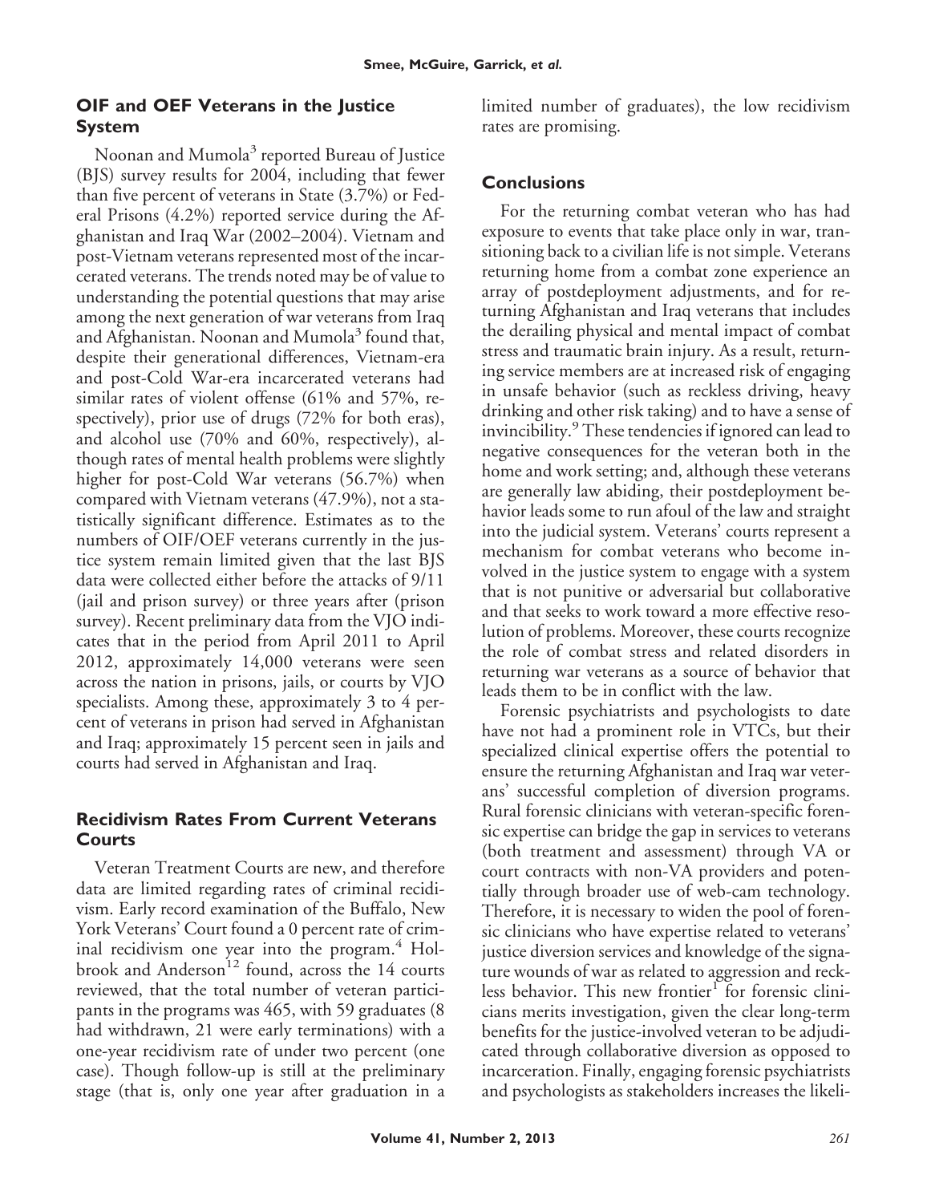## OIF and OEF Veterans in the Justice System

Noonan and Mumola[3] reported Bureau of Justice (BJS) survey results for 2004, including that fewer than five percent of veterans in State (3.7%) or Federal Prisons (4.2%) reported service during the Afghanistan and Iraq War (2002–2004). Vietnam and post-Vietnam veterans represented most of the incarcerated veterans. The trends noted may be of value to understanding the potential questions that may arise among the next generation of war veterans from Iraq and Afghanistan. Noonan and Mumola[3] found that, despite their generational differences, Vietnam-era and post-Cold War-era incarcerated veterans had similar rates of violent offense (61% and 57%, respectively), prior use of drugs (72% for both eras), and alcohol use (70% and 60%, respectively), although rates of mental health problems were slightly higher for post-Cold War veterans (56.7%) when compared with Vietnam veterans (47.9%), not a statistically significant difference. Estimates as to the numbers of OIF/OEF veterans currently in the justice system remain limited given that the last BJS data were collected either before the attacks of 9/11 (jail and prison survey) or three years after (prison survey). Recent preliminary data from the VJO indicates that in the period from April 2011 to April 2012, approximately 14,000 veterans were seen across the nation in prisons, jails, or courts by VJO specialists. Among these, approximately 3 to 4 percent of veterans in prison had served in Afghanistan and Iraq; approximately 15 percent seen in jails and courts had served in Afghanistan and Iraq.

## Recidivism Rates From Current Veterans Courts

Veteran Treatment Courts are new, and therefore data are limited regarding rates of criminal recidivism. Early record examination of the Buffalo, New York Veterans' Court found a 0 percent rate of criminal recidivism one year into the program.[4] Holbrook and Anderson[12] found, across the 14 courts reviewed, that the total number of veteran participants in the programs was 465, with 59 graduates (8 had withdrawn, 21 were early terminations) with a one-year recidivism rate of under two percent (one case). Though follow-up is still at the preliminary stage (that is, only one year after graduation in a limited number of graduates), the low recidivism rates are promising.

## Conclusions

For the returning combat veteran who has had exposure to events that take place only in war, transitioning back to a civilian life is not simple. Veterans returning home from a combat zone experience an array of postdeployment adjustments, and for returning Afghanistan and Iraq veterans that includes the derailing physical and mental impact of combat stress and traumatic brain injury. As a result, returning service members are at increased risk of engaging in unsafe behavior (such as reckless driving, heavy drinking and other risk taking) and to have a sense of invincibility.[9] These tendencies if ignored can lead to negative consequences for the veteran both in the home and work setting; and, although these veterans are generally law abiding, their postdeployment behavior leads some to run afoul of the law and straight into the judicial system. Veterans' courts represent a mechanism for combat veterans who become involved in the justice system to engage with a system that is not punitive or adversarial but collaborative and that seeks to work toward a more effective resolution of problems. Moreover, these courts recognize the role of combat stress and related disorders in returning war veterans as a source of behavior that leads them to be in conflict with the law.

Forensic psychiatrists and psychologists to date have not had a prominent role in VTCs, but their specialized clinical expertise offers the potential to ensure the returning Afghanistan and Iraq war veterans' successful completion of diversion programs. Rural forensic clinicians with veteran-specific forensic expertise can bridge the gap in services to veterans (both treatment and assessment) through VA or court contracts with non-VA providers and potentially through broader use of web-cam technology. Therefore, it is necessary to widen the pool of forensic clinicians who have expertise related to veterans' justice diversion services and knowledge of the signature wounds of war as related to aggression and reckless behavior. This new frontier[1] for forensic clinicians merits investigation, given the clear long-term benefits for the justice-involved veteran to be adjudicated through collaborative diversion as opposed to incarceration. Finally, engaging forensic psychiatrists and psychologists as stakeholders increases the likeli-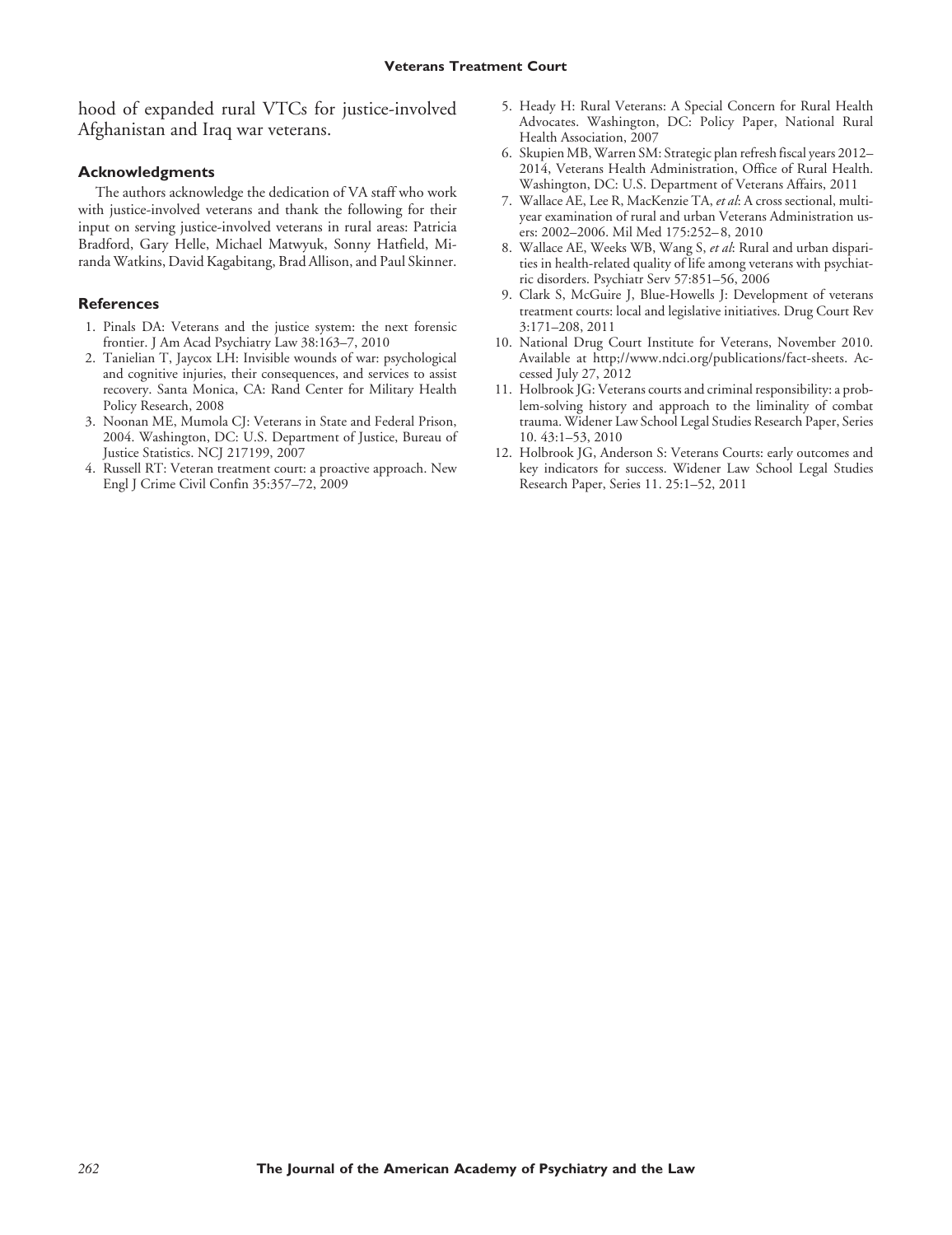hood of expanded rural VTCs for justice-involved Afghanistan and Iraq war veterans.

## Acknowledgments

The authors acknowledge the dedication of VA staff who work with justice-involved veterans and thank the following for their input on serving justice-involved veterans in rural areas: Patricia Bradford, Gary Helle, Michael Matwyuk, Sonny Hatfield, Miranda Watkins, David Kagabitang, Brad Allison, and Paul Skinner.

## References

1. Pinals DA: Veterans and the justice system: the next forensic frontier. J Am Acad Psychiatry Law 38:163–7, 2010
2. Tanielian T, Jaycox LH: Invisible wounds of war: psychological and cognitive injuries, their consequences, and services to assist recovery. Santa Monica, CA: Rand Center for Military Health Policy Research, 2008
3. Noonan ME, Mumola CJ: Veterans in State and Federal Prison, 2004. Washington, DC: U.S. Department of Justice, Bureau of Justice Statistics. NCJ 217199, 2007
4. Russell RT: Veteran treatment court: a proactive approach. New Engl J Crime Civil Confin 35:357–72, 2009
5. Heady H: Rural Veterans: A Special Concern for Rural Health Advocates. Washington, DC: Policy Paper, National Rural Health Association, 2007
6. Skupien MB, Warren SM: Strategic plan refresh fiscal years 2012–2014, Veterans Health Administration, Office of Rural Health. Washington, DC: U.S. Department of Veterans Affairs, 2011
7. Wallace AE, Lee R, MacKenzie TA, *et al*: A cross sectional, multiyear examination of rural and urban Veterans Administration users: 2002–2006. Mil Med 175:252–8, 2010
8. Wallace AE, Weeks WB, Wang S, *et al*: Rural and urban disparities in health-related quality of life among veterans with psychiatric disorders. Psychiatr Serv 57:851–56, 2006
9. Clark S, McGuire J, Blue-Howells J: Development of veterans treatment courts: local and legislative initiatives. Drug Court Rev 3:171–208, 2011
10. National Drug Court Institute for Veterans, November 2010. Available at http;//www.ndci.org/publications/fact-sheets. Accessed July 27, 2012
11. Holbrook JG: Veterans courts and criminal responsibility: a problem-solving history and approach to the liminality of combat trauma. Widener Law School Legal Studies Research Paper, Series 10. 43:1–53, 2010
12. Holbrook JG, Anderson S: Veterans Courts: early outcomes and key indicators for success. Widener Law School Legal Studies Research Paper, Series 11. 25:1–52, 2011